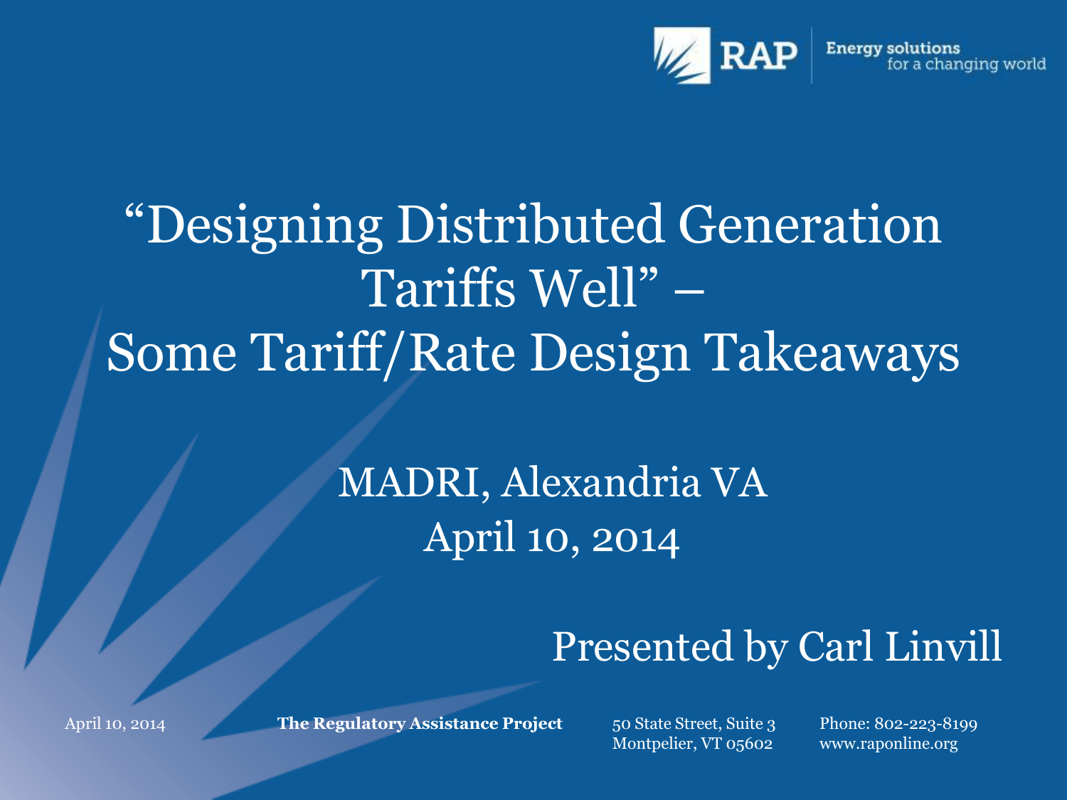RAP Energy solutions for a changing world

# "Designing Distributed Generation Tariffs Well" – Some Tariff/Rate Design Takeaways

MADRI, Alexandria VA

April 10, 2014

Presented by Carl Linvill

April 10, 2014

**The Regulatory Assistance Project**

50 State Street, Suite 3
Montpelier, VT 05602

Phone: 802-223-8199
www.raponline.org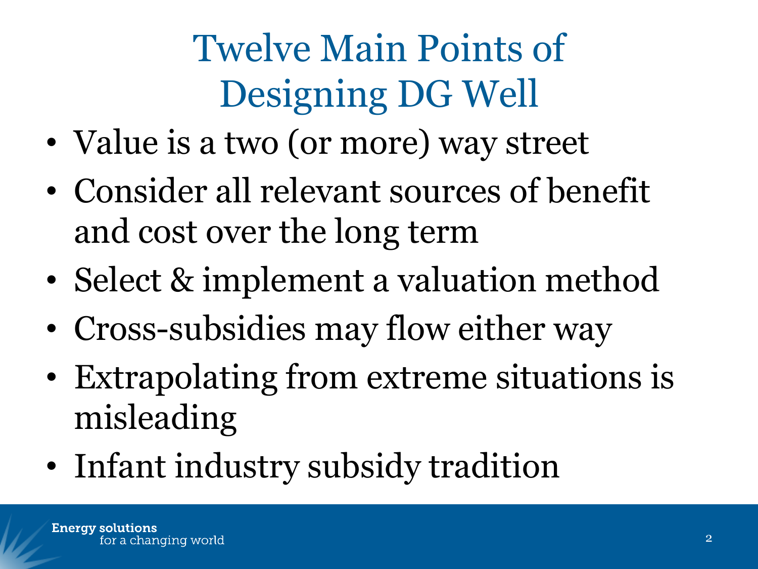# Twelve Main Points of Designing DG Well

- Value is a two (or more) way street
- Consider all relevant sources of benefit and cost over the long term
- Select & implement a valuation method
- Cross-subsidies may flow either way
- Extrapolating from extreme situations is misleading
- Infant industry subsidy tradition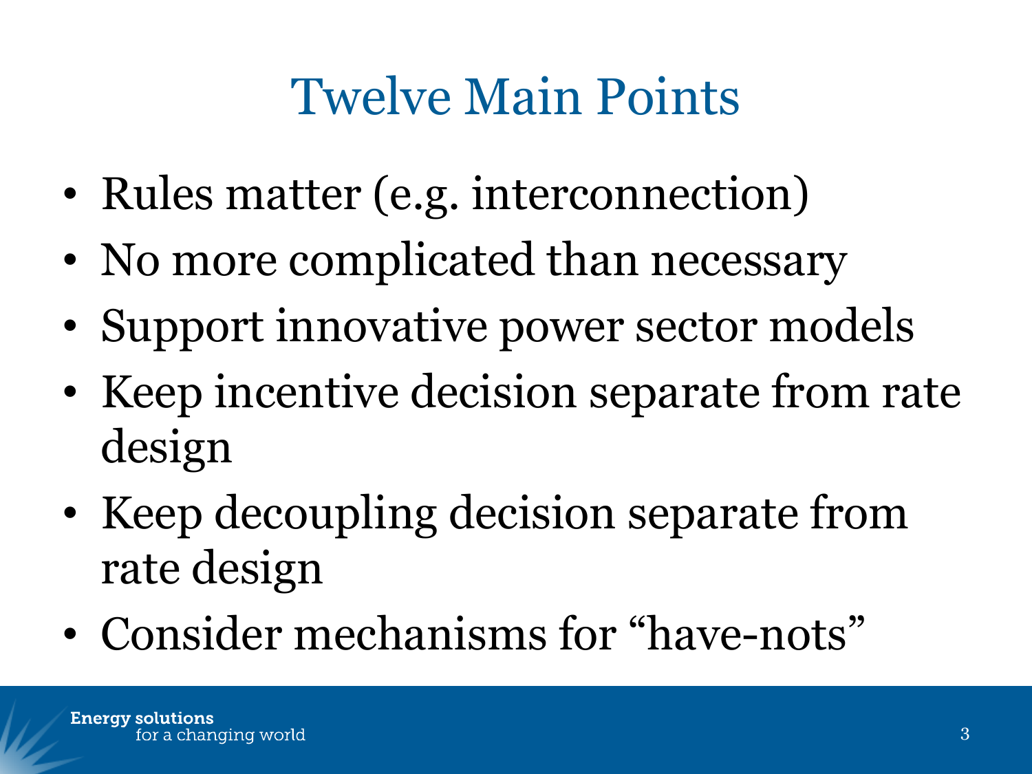# Twelve Main Points

- Rules matter (e.g. interconnection)
- No more complicated than necessary
- Support innovative power sector models
- Keep incentive decision separate from rate design
- Keep decoupling decision separate from rate design
- Consider mechanisms for "have-nots"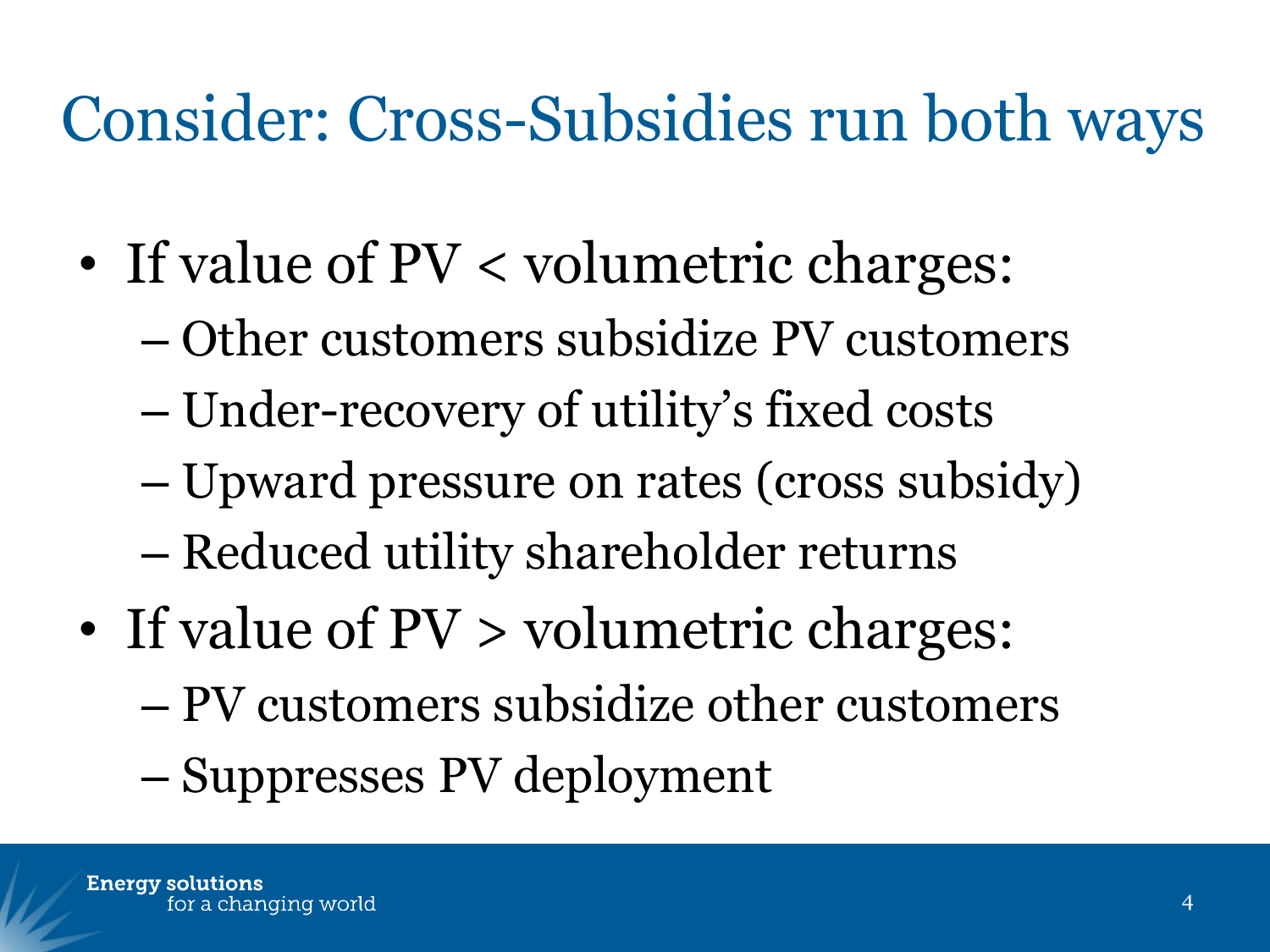# Consider: Cross-Subsidies run both ways

- If value of PV < volumetric charges:
  - Other customers subsidize PV customers
  - Under-recovery of utility's fixed costs
  - Upward pressure on rates (cross subsidy)
  - Reduced utility shareholder returns
- If value of PV > volumetric charges:
  - PV customers subsidize other customers
  - Suppresses PV deployment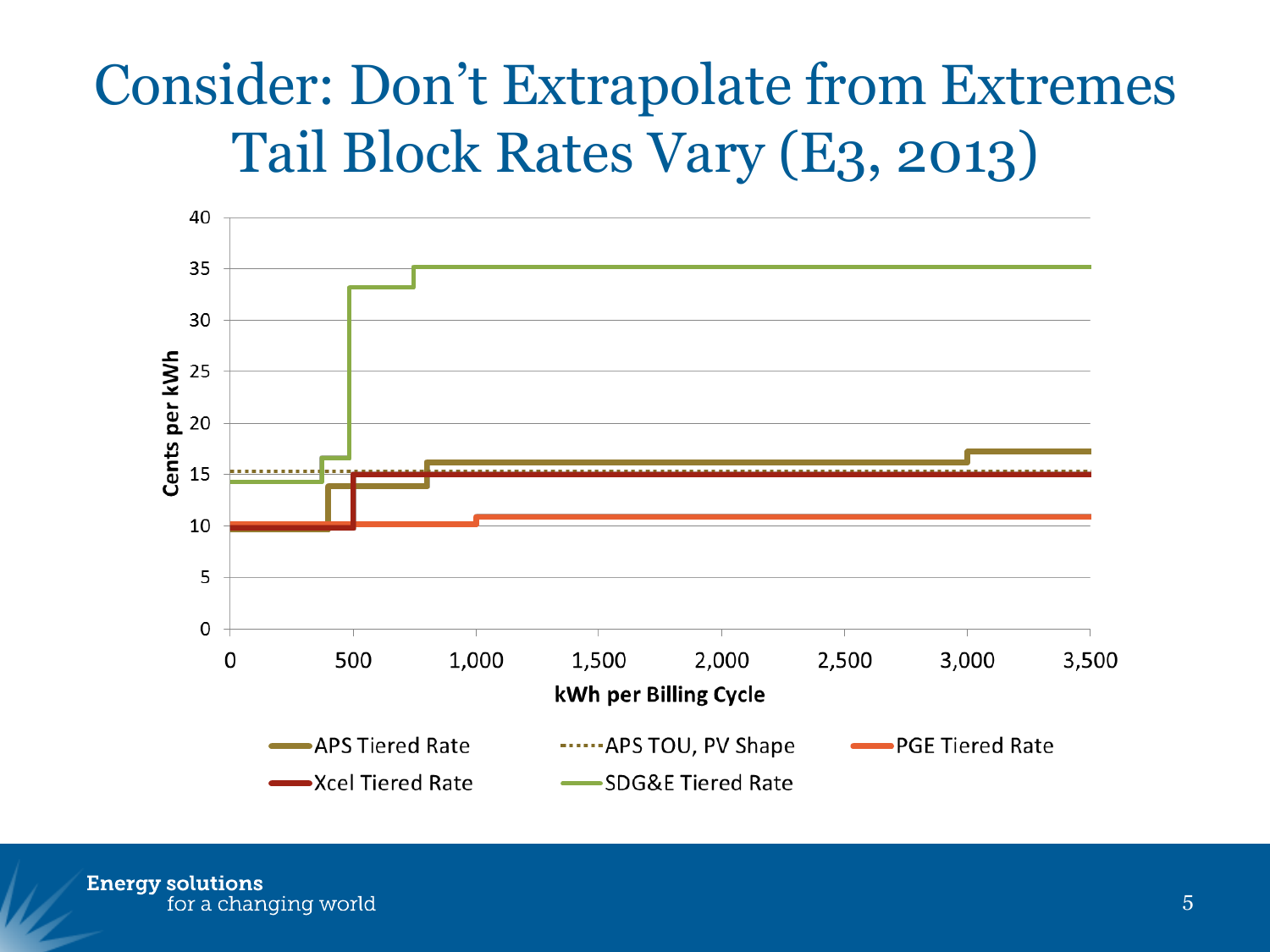# Consider: Don't Extrapolate from Extremes Tail Block Rates Vary (E3, 2013)

Cents per kWh

kWh per Billing Cycle

APS Tiered Rate · APS TOU, PV Shape · PGE Tiered Rate · Xcel Tiered Rate · SDG&E Tiered Rate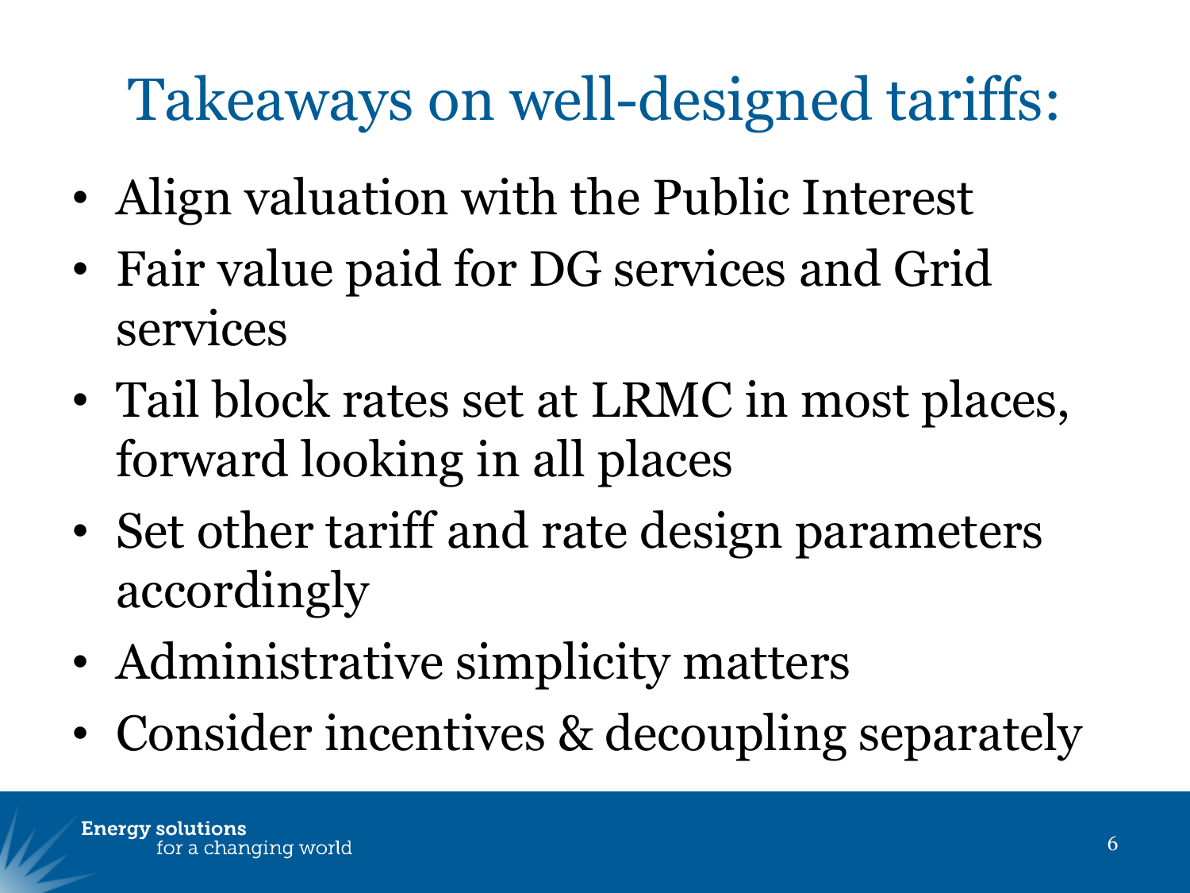# Takeaways on well-designed tariffs:

- Align valuation with the Public Interest
- Fair value paid for DG services and Grid services
- Tail block rates set at LRMC in most places, forward looking in all places
- Set other tariff and rate design parameters accordingly
- Administrative simplicity matters
- Consider incentives & decoupling separately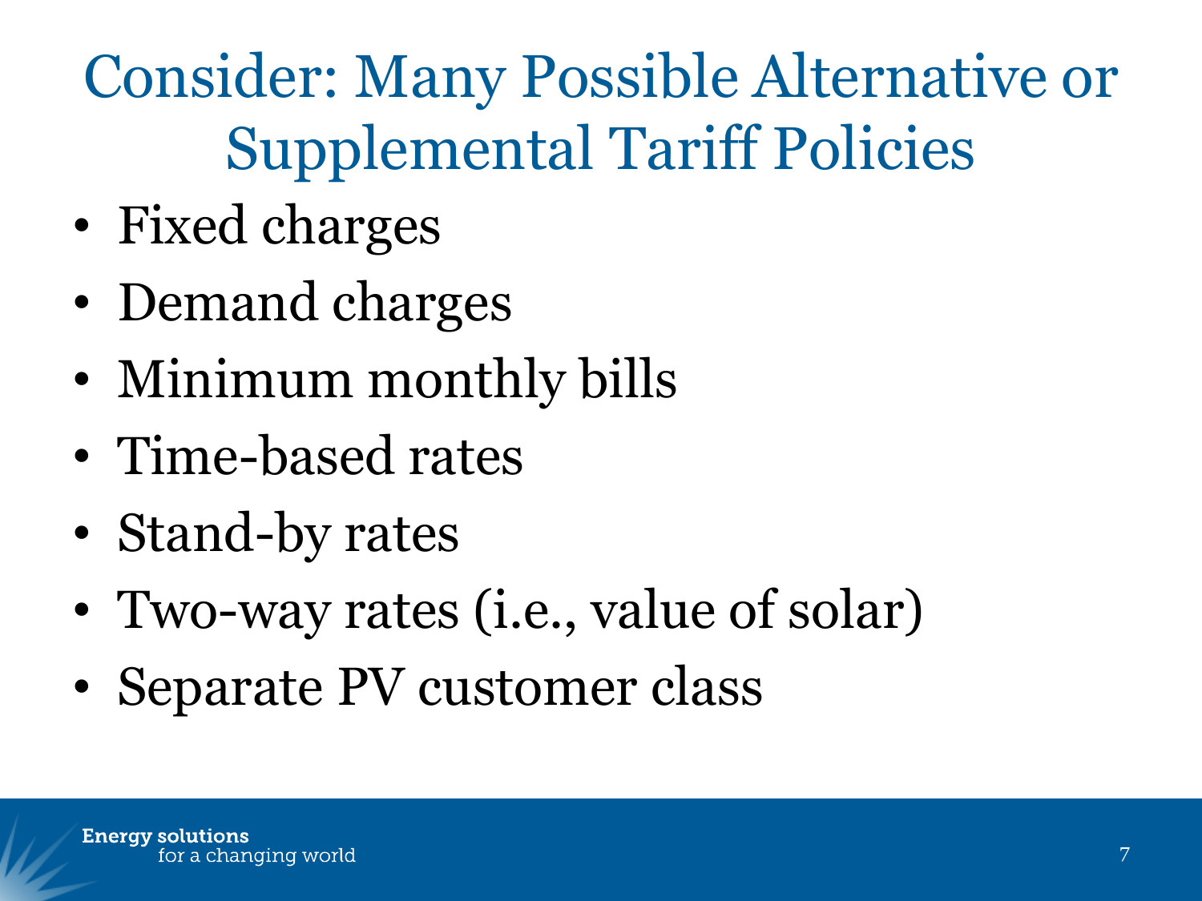# Consider: Many Possible Alternative or Supplemental Tariff Policies

- Fixed charges
- Demand charges
- Minimum monthly bills
- Time-based rates
- Stand-by rates
- Two-way rates (i.e., value of solar)
- Separate PV customer class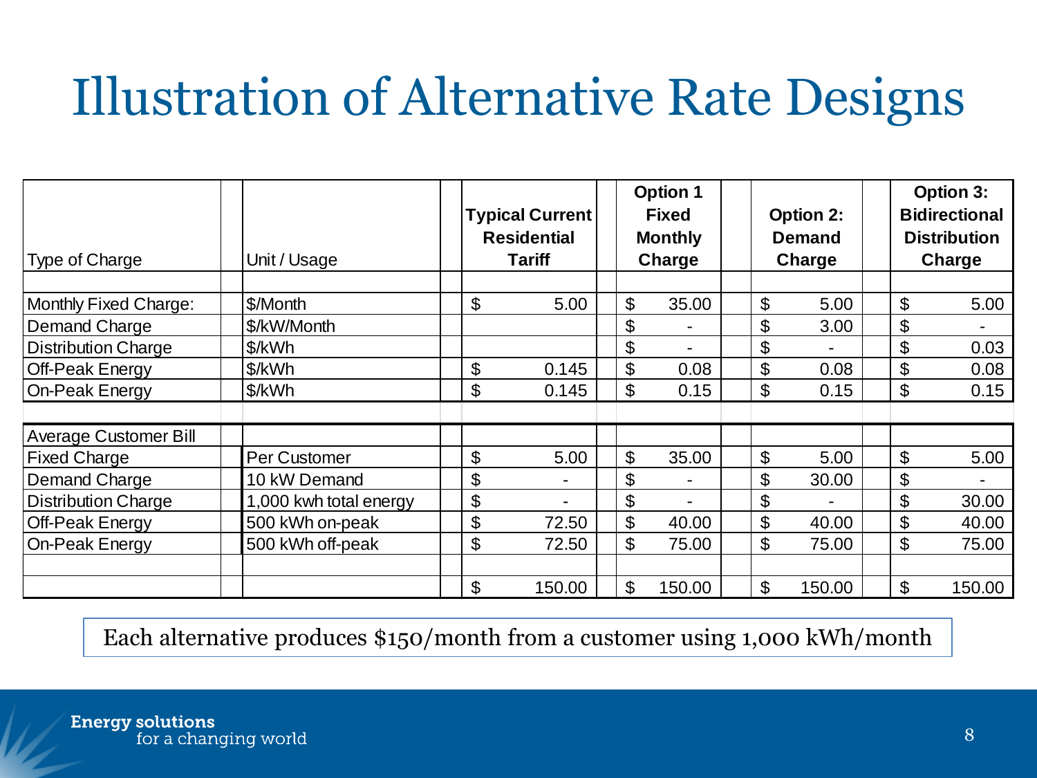# Illustration of Alternative Rate Designs

| Type of Charge | Unit / Usage | Typical Current Residential Tariff | Option 1 Fixed Monthly Charge | Option 2: Demand Charge | Option 3: Bidirectional Distribution Charge |
|---|---|---|---|---|---|
| Monthly Fixed Charge: | $/Month | $ 5.00 | $ 35.00 | $ 5.00 | $ 5.00 |
| Demand Charge | $/kW/Month | | $ - | $ 3.00 | $ - |
| Distribution Charge | $/kWh | | $ - | $ - | $ 0.03 |
| Off-Peak Energy | $/kWh | $ 0.145 | $ 0.08 | $ 0.08 | $ 0.08 |
| On-Peak Energy | $/kWh | $ 0.145 | $ 0.15 | $ 0.15 | $ 0.15 |
| | | | | | |
| Average Customer Bill | | | | | |
| Fixed Charge | Per Customer | $ 5.00 | $ 35.00 | $ 5.00 | $ 5.00 |
| Demand Charge | 10 kW Demand | $ - | $ - | $ 30.00 | $ - |
| Distribution Charge | 1,000 kwh total energy | $ - | $ - | $ - | $ 30.00 |
| Off-Peak Energy | 500 kWh on-peak | $ 72.50 | $ 40.00 | $ 40.00 | $ 40.00 |
| On-Peak Energy | 500 kWh off-peak | $ 72.50 | $ 75.00 | $ 75.00 | $ 75.00 |
| | | | | | |
| | | $ 150.00 | $ 150.00 | $ 150.00 | $ 150.00 |

Each alternative produces $150/month from a customer using 1,000 kWh/month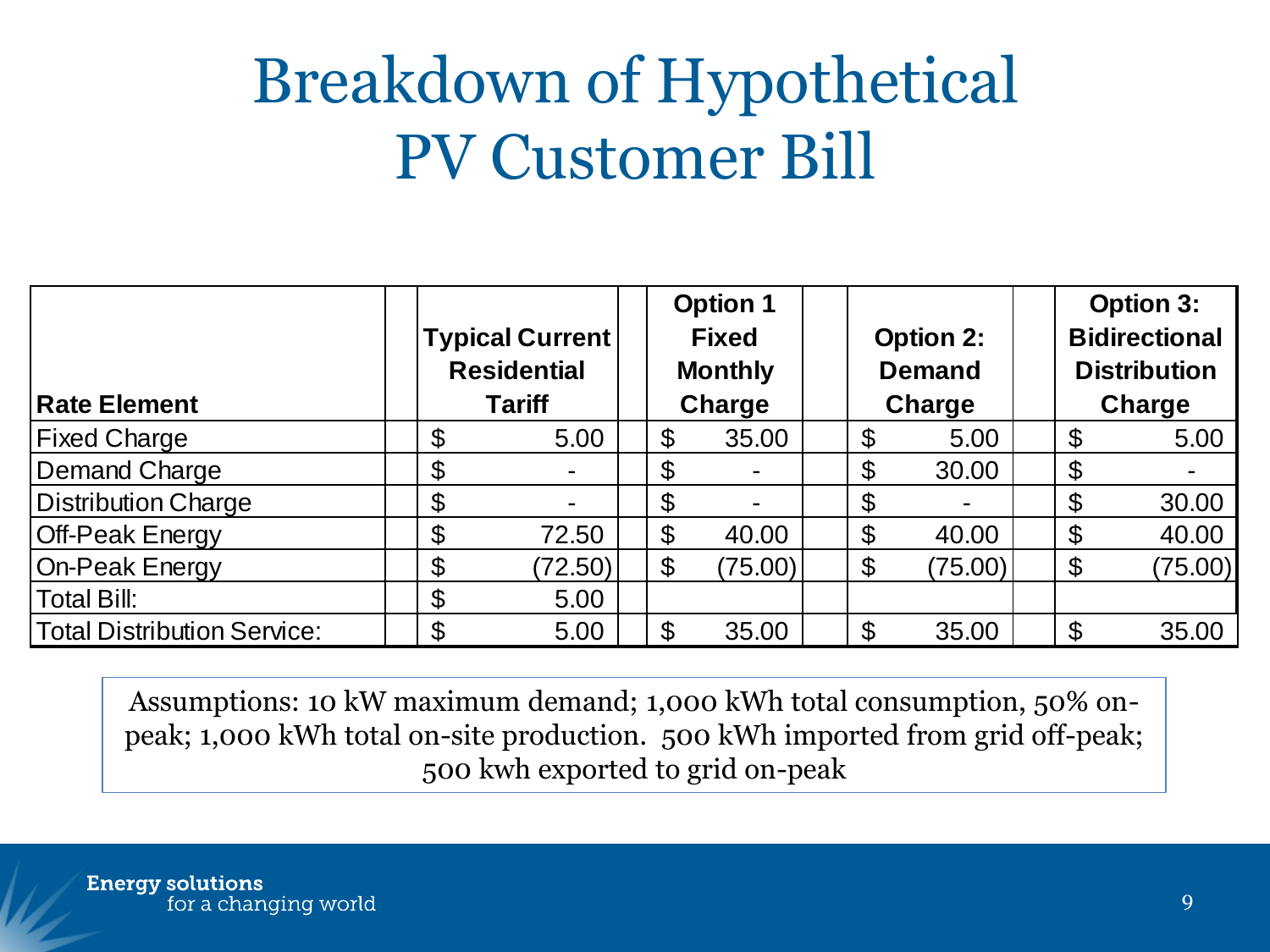# Breakdown of Hypothetical PV Customer Bill

| Rate Element | Typical Current Residential Tariff | Option 1 Fixed Monthly Charge | Option 2: Demand Charge | Option 3: Bidirectional Distribution Charge |
|---|---|---|---|---|
| Fixed Charge | $ 5.00 | $ 35.00 | $ 5.00 | $ 5.00 |
| Demand Charge | $ - | $ - | $ 30.00 | $ - |
| Distribution Charge | $ - | $ - | $ - | $ 30.00 |
| Off-Peak Energy | $ 72.50 | $ 40.00 | $ 40.00 | $ 40.00 |
| On-Peak Energy | $ (72.50) | $ (75.00) | $ (75.00) | $ (75.00) |
| Total Bill: | $ 5.00 | | | |
| Total Distribution Service: | $ 5.00 | $ 35.00 | $ 35.00 | $ 35.00 |

Assumptions: 10 kW maximum demand; 1,000 kWh total consumption, 50% on-peak; 1,000 kWh total on-site production. 500 kWh imported from grid off-peak; 500 kwh exported to grid on-peak

Energy solutions for a changing world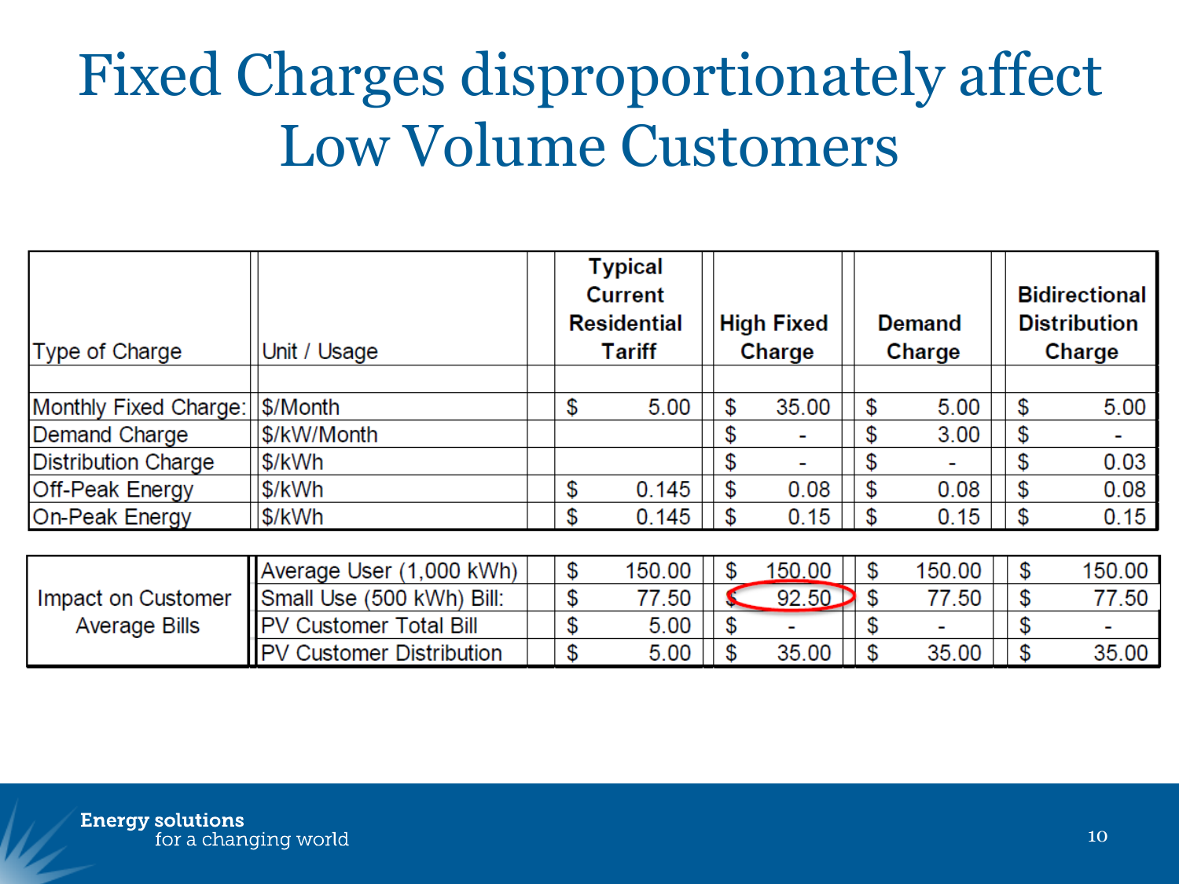# Fixed Charges disproportionately affect Low Volume Customers

| Type of Charge | Unit / Usage | Typical Current Residential Tariff | High Fixed Charge | Demand Charge | Bidirectional Distribution Charge |
|---|---|---|---|---|---|
| Monthly Fixed Charge: | $/Month | $ 5.00 | $ 35.00 | $ 5.00 | $ 5.00 |
| Demand Charge | $/kW/Month | | $ - | $ 3.00 | $ - |
| Distribution Charge | $/kWh | | $ - | $ - | $ 0.03 |
| Off-Peak Energy | $/kWh | $ 0.145 | $ 0.08 | $ 0.08 | $ 0.08 |
| On-Peak Energy | $/kWh | $ 0.145 | $ 0.15 | $ 0.15 | $ 0.15 |
| Impact on Customer Average Bills | Average User (1,000 kWh) | $ 150.00 | $ 150.00 | $ 150.00 | $ 150.00 |
| | Small Use (500 kWh) Bill: | $ 77.50 | $ 92.50 | $ 77.50 | $ 77.50 |
| | PV Customer Total Bill | $ 5.00 | $ - | $ - | $ - |
| | PV Customer Distribution | $ 5.00 | $ 35.00 | $ 35.00 | $ 35.00 |

Energy solutions for a changing world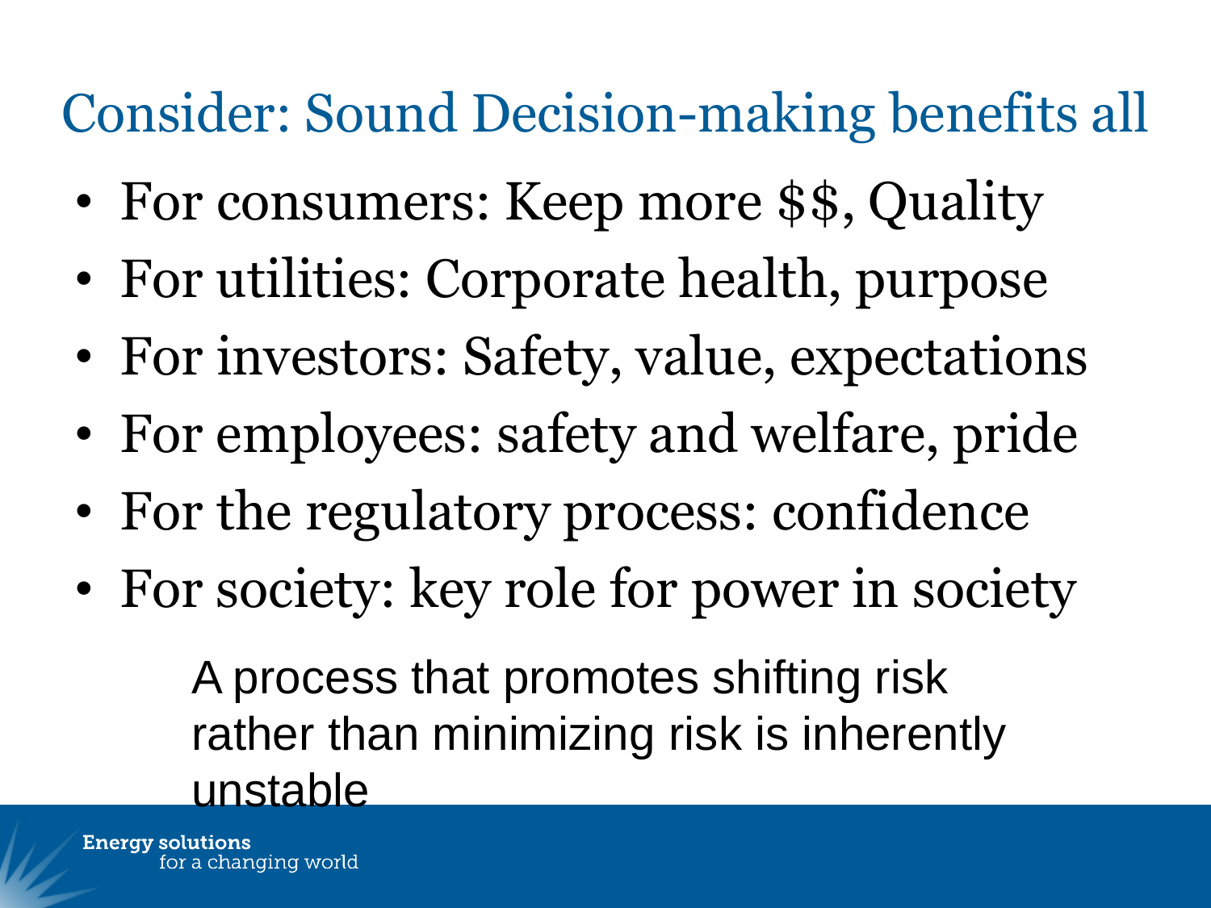# Consider: Sound Decision-making benefits all

- For consumers: Keep more $$, Quality
- For utilities: Corporate health, purpose
- For investors: Safety, value, expectations
- For employees: safety and welfare, pride
- For the regulatory process: confidence
- For society: key role for power in society

A process that promotes shifting risk rather than minimizing risk is inherently unstable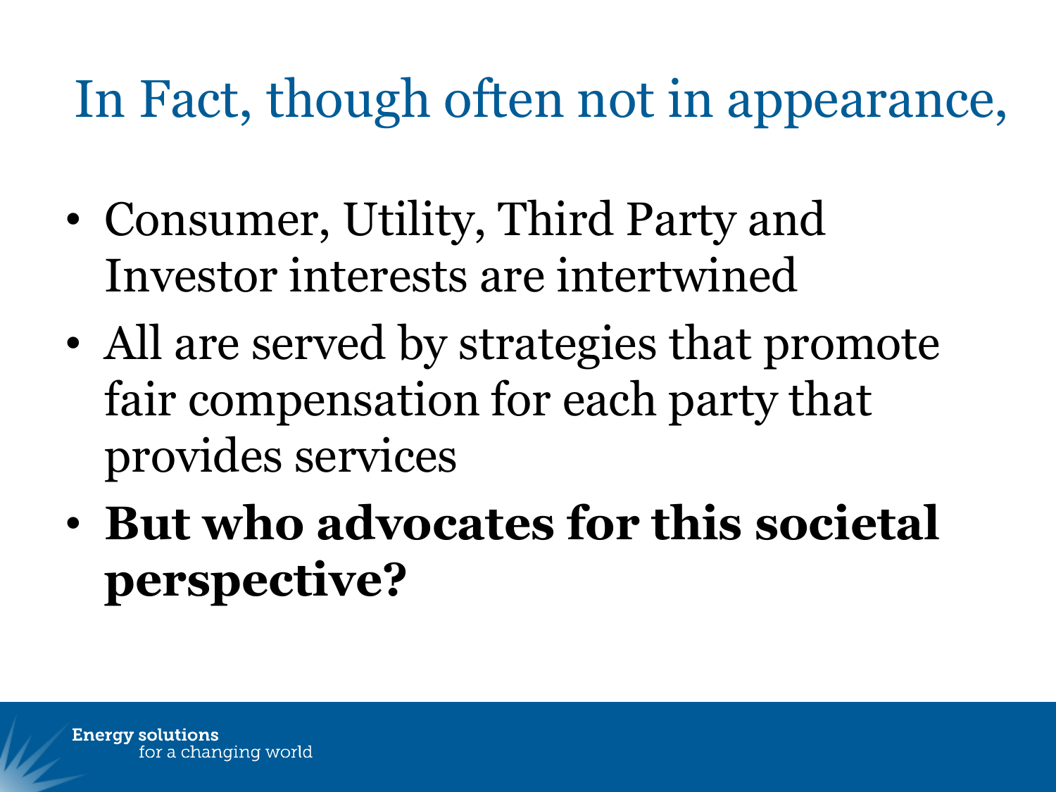# In Fact, though often not in appearance,

- Consumer, Utility, Third Party and Investor interests are intertwined
- All are served by strategies that promote fair compensation for each party that provides services
- **But who advocates for this societal perspective?**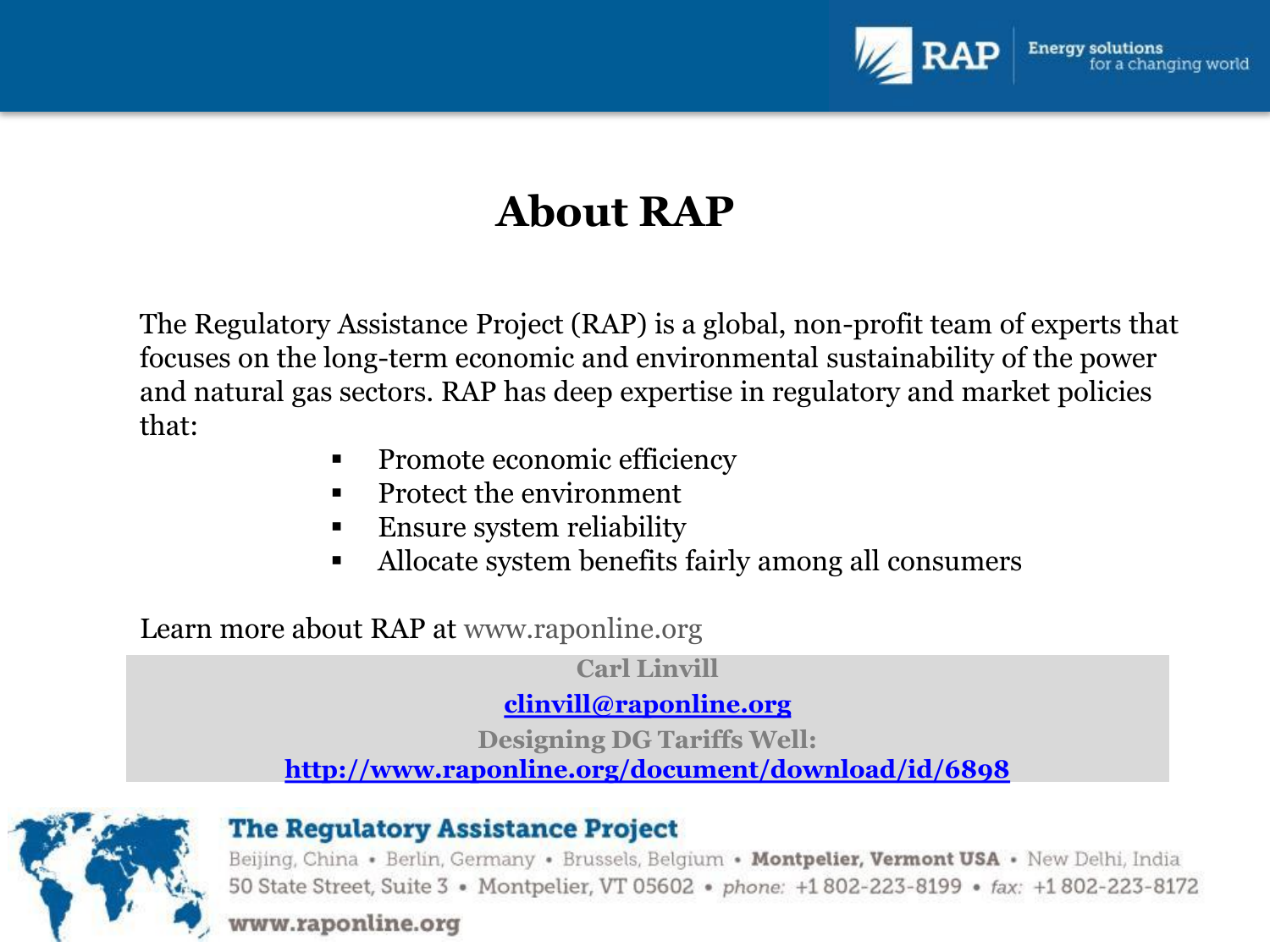# About RAP

The Regulatory Assistance Project (RAP) is a global, non-profit team of experts that focuses on the long-term economic and environmental sustainability of the power and natural gas sectors. RAP has deep expertise in regulatory and market policies that:

- Promote economic efficiency
- Protect the environment
- Ensure system reliability
- Allocate system benefits fairly among all consumers

Learn more about RAP at www.raponline.org

**Carl Linvill**

**clinvill@raponline.org**

**Designing DG Tariffs Well:**

**http://www.raponline.org/document/download/id/6898**

**The Regulatory Assistance Project**

Beijing, China • Berlin, Germany • Brussels, Belgium • **Montpelier, Vermont USA** • New Delhi, India

50 State Street, Suite 3 • Montpelier, VT 05602 • *phone:* +1 802-223-8199 • *fax:* +1 802-223-8172

**www.raponline.org**